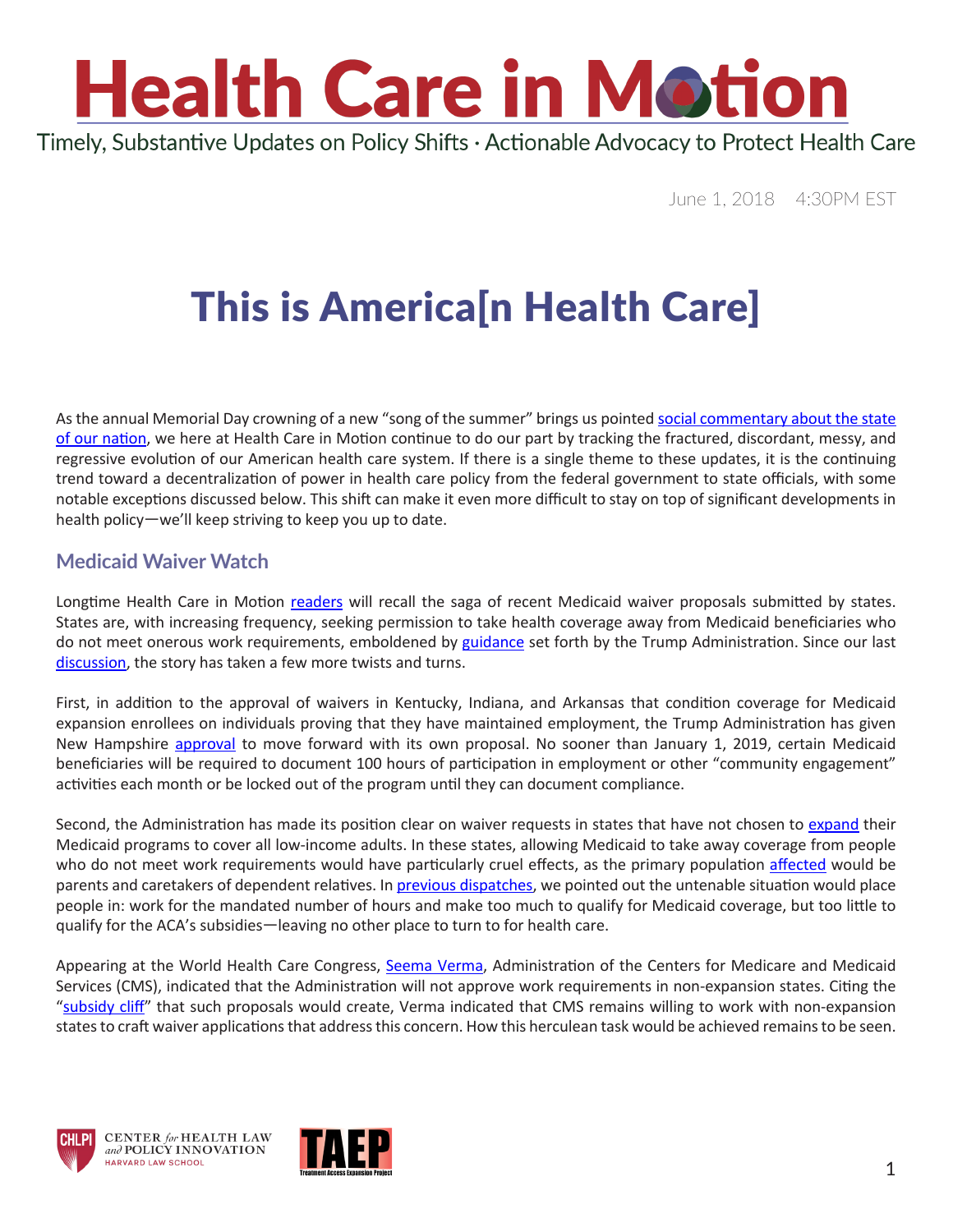# Health Care in Motion

Timely, Substantive Updates on Policy Shifts · Actionable Advocacy to Protect Health Care

June 1, 2018 4:30PM EST

## This is America[n Health Care]

As the annual Memorial Day crowning of a new "song of the summer" brings us pointed social commentary about the state of our nation, we here at Health Care in Motion continue to do our part by tracking the fractured, discordant, messy, and regressive evolution of our American health care system. If there is a single theme to these updates, it is the continuing trend toward a decentralization of power in health care policy from the federal government to state officials, with some notable exceptions discussed below. This shift can make it even more difficult to stay on top of significant developments in health policy—we'll keep striving to keep you up to date.

### Medicaid Waiver Watch

Longtime Health Care in Motion readers will recall the saga of recent Medicaid waiver proposals submitted by states. States are, with increasing frequency, seeking permission to take health coverage away from Medicaid beneficiaries who do not meet onerous work requirements, emboldened by guidance set forth by the Trump Administration. Since our last discussion, the story has taken a few more twists and turns.

First, in addition to the approval of waivers in Kentucky, Indiana, and Arkansas that condition coverage for Medicaid expansion enrollees on individuals proving that they have maintained employment, the Trump Administration has given New Hampshire approval to move forward with its own proposal. No sooner than January 1, 2019, certain Medicaid beneficiaries will be required to document 100 hours of participation in employment or other "community engagement" activities each month or be locked out of the program until they can document compliance.

Second, the Administration has made its position clear on waiver requests in states that have not chosen to expand their Medicaid programs to cover all low-income adults. In these states, allowing Medicaid to take away coverage from people who do not meet work requirements would have particularly cruel effects, as the primary population affected would be parents and caretakers of dependent relatives. In previous dispatches, we pointed out the untenable situation would place people in: work for the mandated number of hours and make too much to qualify for Medicaid coverage, but too little to qualify for the ACA's subsidies—leaving no other place to turn to for health care.

Appearing at the World Health Care Congress, Seema Verma, Administration of the Centers for Medicare and Medicaid Services (CMS), indicated that the Administration will not approve work requirements in non-expansion states. Citing the "subsidy cliff" that such proposals would create, Verma indicated that CMS remains willing to work with non-expansion states to craft waiver applications that address this concern. How this herculean task would be achieved remains to be seen.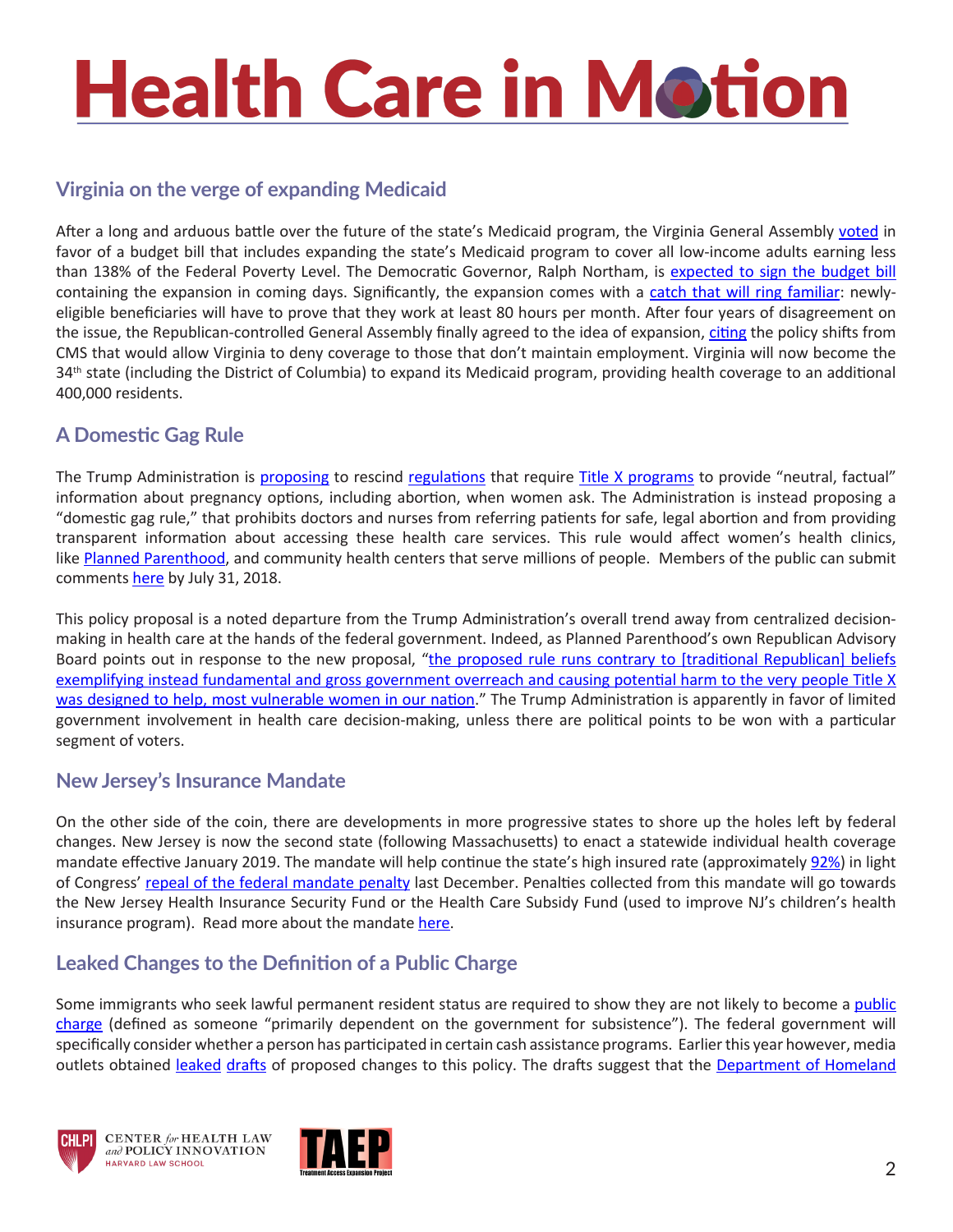# Health Care in Motion

## Virginia on the verge of expanding Medicaid

After a long and arduous battle over the future of the state's Medicaid program, the Virginia General Assembly voted in favor of a budget bill that includes expanding the state's Medicaid program to cover all low-income adults earning less than 138% of the Federal Poverty Level. The Democratic Governor, Ralph Northam, is expected to sign the budget bill containing the expansion in coming days. Significantly, the expansion comes with a catch that will ring familiar: newly-eligible beneficiaries will have to prove that they work at least 80 hours per month. After four years of disagreement on the issue, the Republican-controlled General Assembly finally agreed to the idea of expansion, citing the policy shifts from CMS that would allow Virginia to deny coverage to those that don't maintain employment. Virginia will now become the 34th state (including the District of Columbia) to expand its Medicaid program, providing health coverage to an additional 400,000 residents.

## A Domestic Gag Rule

The Trump Administration is proposing to rescind regulations that require Title X programs to provide "neutral, factual" information about pregnancy options, including abortion, when women ask. The Administration is instead proposing a "domestic gag rule," that prohibits doctors and nurses from referring patients for safe, legal abortion and from providing transparent information about accessing these health care services. This rule would affect women's health clinics, like Planned Parenthood, and community health centers that serve millions of people. Members of the public can submit comments here by July 31, 2018.

This policy proposal is a noted departure from the Trump Administration's overall trend away from centralized decision-making in health care at the hands of the federal government. Indeed, as Planned Parenthood's own Republican Advisory Board points out in response to the new proposal, "the proposed rule runs contrary to [traditional Republican] beliefs exemplifying instead fundamental and gross government overreach and causing potential harm to the very people Title X was designed to help, most vulnerable women in our nation." The Trump Administration is apparently in favor of limited government involvement in health care decision-making, unless there are political points to be won with a particular segment of voters.

## New Jersey's Insurance Mandate

On the other side of the coin, there are developments in more progressive states to shore up the holes left by federal changes. New Jersey is now the second state (following Massachusetts) to enact a statewide individual health coverage mandate effective January 2019. The mandate will help continue the state's high insured rate (approximately 92%) in light of Congress' repeal of the federal mandate penalty last December. Penalties collected from this mandate will go towards the New Jersey Health Insurance Security Fund or the Health Care Subsidy Fund (used to improve NJ's children's health insurance program). Read more about the mandate here.

## Leaked Changes to the Definition of a Public Charge

Some immigrants who seek lawful permanent resident status are required to show they are not likely to become a public charge (defined as someone "primarily dependent on the government for subsistence"). The federal government will specifically consider whether a person has participated in certain cash assistance programs. Earlier this year however, media outlets obtained leaked drafts of proposed changes to this policy. The drafts suggest that the Department of Homeland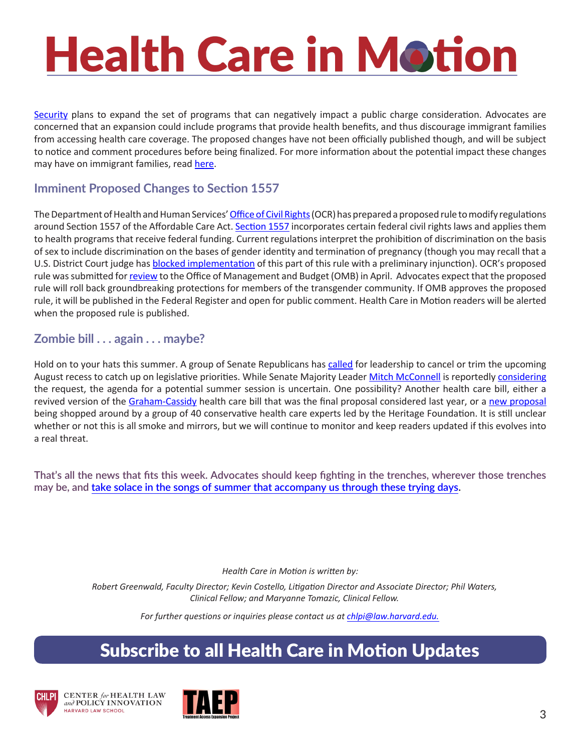Security plans to expand the set of programs that can negatively impact a public charge consideration. Advocates are concerned that an expansion could include programs that provide health benefits, and thus discourage immigrant families from accessing health care coverage. The proposed changes have not been officially published though, and will be subject to notice and comment procedures before being finalized. For more information about the potential impact these changes may have on immigrant families, read here.

## Imminent Proposed Changes to Section 1557

The Department of Health and Human Services' Office of Civil Rights (OCR) has prepared a proposed rule to modify regulations around Section 1557 of the Affordable Care Act. Section 1557 incorporates certain federal civil rights laws and applies them to health programs that receive federal funding. Current regulations interpret the prohibition of discrimination on the basis of sex to include discrimination on the bases of gender identity and termination of pregnancy (though you may recall that a U.S. District Court judge has blocked implementation of this part of this rule with a preliminary injunction). OCR's proposed rule was submitted for review to the Office of Management and Budget (OMB) in April. Advocates expect that the proposed rule will roll back groundbreaking protections for members of the transgender community. If OMB approves the proposed rule, it will be published in the Federal Register and open for public comment. Health Care in Motion readers will be alerted when the proposed rule is published.

## Zombie bill . . . again . . . maybe?

Hold on to your hats this summer. A group of Senate Republicans has called for leadership to cancel or trim the upcoming August recess to catch up on legislative priorities. While Senate Majority Leader Mitch McConnell is reportedly considering the request, the agenda for a potential summer session is uncertain. One possibility? Another health care bill, either a revived version of the Graham-Cassidy health care bill that was the final proposal considered last year, or a new proposal being shopped around by a group of 40 conservative health care experts led by the Heritage Foundation. It is still unclear whether or not this is all smoke and mirrors, but we will continue to monitor and keep readers updated if this evolves into a real threat.

That's all the news that fits this week. Advocates should keep fighting in the trenches, wherever those trenches may be, and take solace in the songs of summer that accompany us through these trying days.

*Health Care in Motion is written by:*

*Robert Greenwald, Faculty Director; Kevin Costello, Litigation Director and Associate Director; Phil Waters, Clinical Fellow; and Maryanne Tomazic, Clinical Fellow.*

*For further questions or inquiries please contact us at chlpi@law.harvard.edu.*

**Subscribe to all Health Care in Motion Updates**